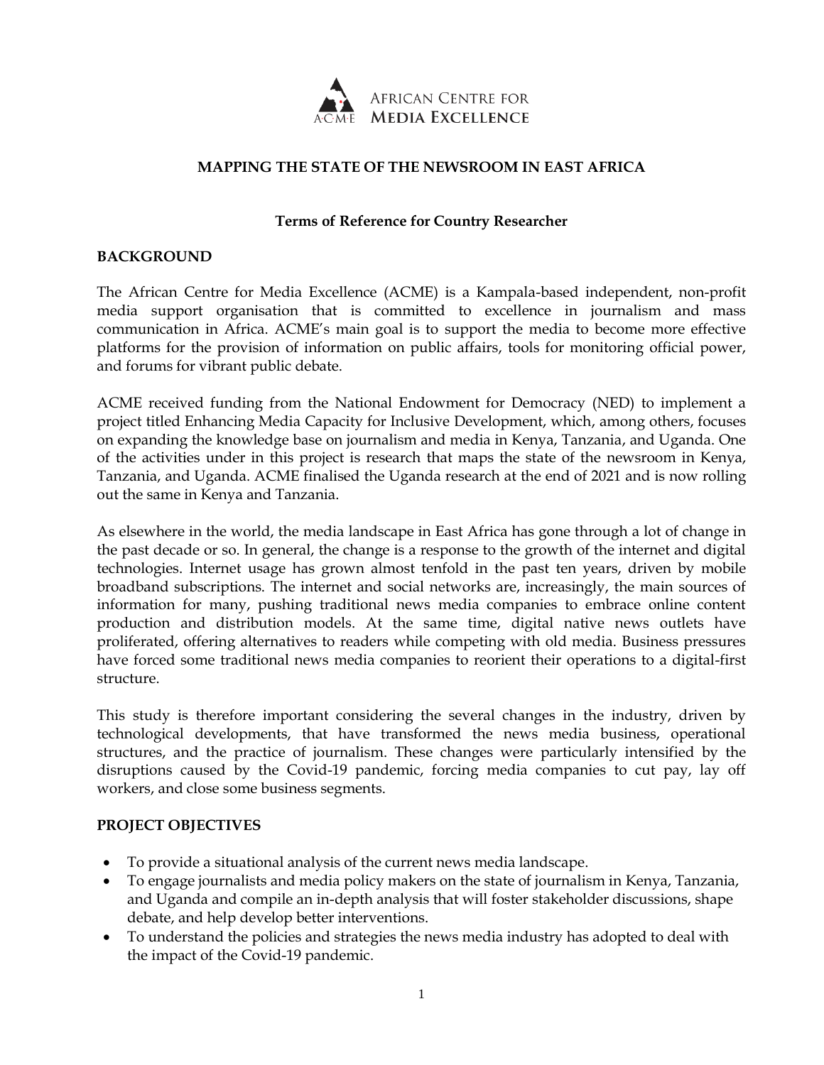African Centre for Media Excellence

ACME

# MAPPING THE STATE OF THE NEWSROOM IN EAST AFRICA

### Terms of Reference for Country Researcher

## BACKGROUND

The African Centre for Media Excellence (ACME) is a Kampala-based independent, non-profit media support organisation that is committed to excellence in journalism and mass communication in Africa. ACME's main goal is to support the media to become more effective platforms for the provision of information on public affairs, tools for monitoring official power, and forums for vibrant public debate.

ACME received funding from the National Endowment for Democracy (NED) to implement a project titled Enhancing Media Capacity for Inclusive Development, which, among others, focuses on expanding the knowledge base on journalism and media in Kenya, Tanzania, and Uganda. One of the activities under in this project is research that maps the state of the newsroom in Kenya, Tanzania, and Uganda. ACME finalised the Uganda research at the end of 2021 and is now rolling out the same in Kenya and Tanzania.

As elsewhere in the world, the media landscape in East Africa has gone through a lot of change in the past decade or so. In general, the change is a response to the growth of the internet and digital technologies. Internet usage has grown almost tenfold in the past ten years, driven by mobile broadband subscriptions. The internet and social networks are, increasingly, the main sources of information for many, pushing traditional news media companies to embrace online content production and distribution models. At the same time, digital native news outlets have proliferated, offering alternatives to readers while competing with old media. Business pressures have forced some traditional news media companies to reorient their operations to a digital-first structure.

This study is therefore important considering the several changes in the industry, driven by technological developments, that have transformed the news media business, operational structures, and the practice of journalism. These changes were particularly intensified by the disruptions caused by the Covid-19 pandemic, forcing media companies to cut pay, lay off workers, and close some business segments.

## PROJECT OBJECTIVES

- To provide a situational analysis of the current news media landscape.
- To engage journalists and media policy makers on the state of journalism in Kenya, Tanzania, and Uganda and compile an in-depth analysis that will foster stakeholder discussions, shape debate, and help develop better interventions.
- To understand the policies and strategies the news media industry has adopted to deal with the impact of the Covid-19 pandemic.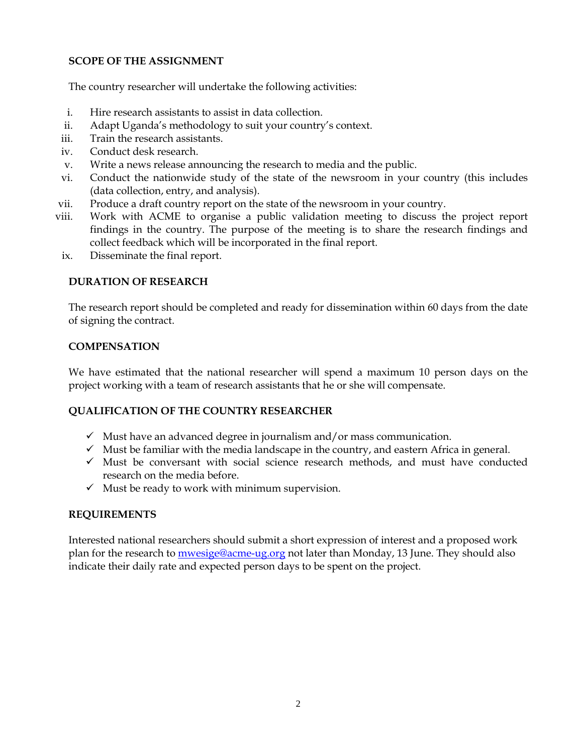## SCOPE OF THE ASSIGNMENT

The country researcher will undertake the following activities:

i. Hire research assistants to assist in data collection.
ii. Adapt Uganda's methodology to suit your country's context.
iii. Train the research assistants.
iv. Conduct desk research.
v. Write a news release announcing the research to media and the public.
vi. Conduct the nationwide study of the state of the newsroom in your country (this includes (data collection, entry, and analysis).
vii. Produce a draft country report on the state of the newsroom in your country.
viii. Work with ACME to organise a public validation meeting to discuss the project report findings in the country. The purpose of the meeting is to share the research findings and collect feedback which will be incorporated in the final report.
ix. Disseminate the final report.

## DURATION OF RESEARCH

The research report should be completed and ready for dissemination within 60 days from the date of signing the contract.

## COMPENSATION

We have estimated that the national researcher will spend a maximum 10 person days on the project working with a team of research assistants that he or she will compensate.

## QUALIFICATION OF THE COUNTRY RESEARCHER

- ✓ Must have an advanced degree in journalism and/or mass communication.
- ✓ Must be familiar with the media landscape in the country, and eastern Africa in general.
- ✓ Must be conversant with social science research methods, and must have conducted research on the media before.
- ✓ Must be ready to work with minimum supervision.

## REQUIREMENTS

Interested national researchers should submit a short expression of interest and a proposed work plan for the research to [mwesige@acme-ug.org](mailto:mwesige@acme-ug.org) not later than Monday, 13 June. They should also indicate their daily rate and expected person days to be spent on the project.